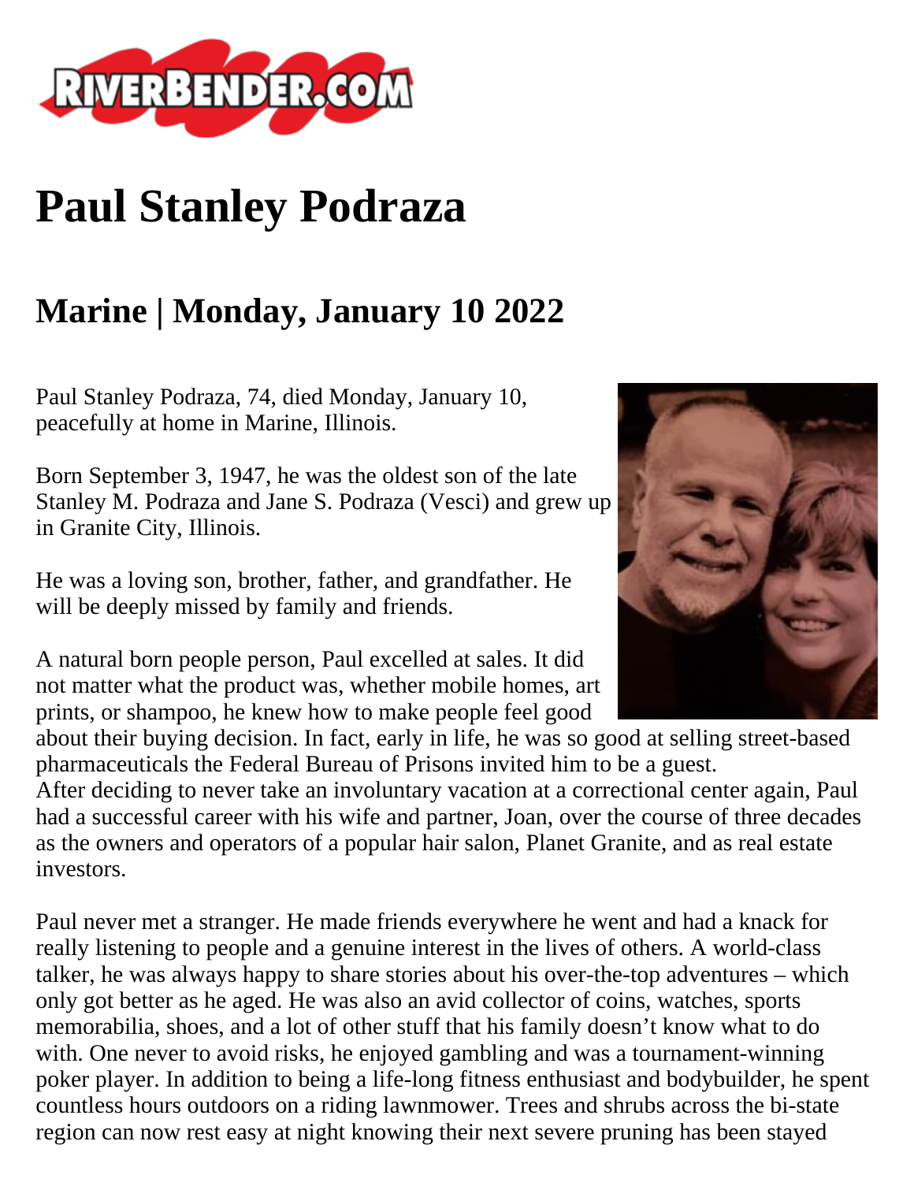# Paul Stanley Podraza

## Marine | Monday, January 10 2022

Paul Stanley Podraza, 74, died Monday, January 10, peacefully at home in Marine, Illinois.

Born September 3, 1947, he was the oldest son of the late Stanley M. Podraza and Jane S. Podraza (Vesci) and grew up in Granite City, Illinois.

He was a loving son, brother, father, and grandfather. He will be deeply missed by family and friends.

A natural born people person, Paul excelled at sales. It did not matter what the product was, whether mobile homes, art prints, or shampoo, he knew how to make people feel good about their buying decision. In fact, early in life, he was so good at selling street-based pharmaceuticals the Federal Bureau of Prisons invited him to be a guest.
After deciding to never take an involuntary vacation at a correctional center again, Paul had a successful career with his wife and partner, Joan, over the course of three decades as the owners and operators of a popular hair salon, Planet Granite, and as real estate investors.

Paul never met a stranger. He made friends everywhere he went and had a knack for really listening to people and a genuine interest in the lives of others. A world-class talker, he was always happy to share stories about his over-the-top adventures – which only got better as he aged. He was also an avid collector of coins, watches, sports memorabilia, shoes, and a lot of other stuff that his family doesn't know what to do with. One never to avoid risks, he enjoyed gambling and was a tournament-winning poker player. In addition to being a life-long fitness enthusiast and bodybuilder, he spent countless hours outdoors on a riding lawnmower. Trees and shrubs across the bi-state region can now rest easy at night knowing their next severe pruning has been stayed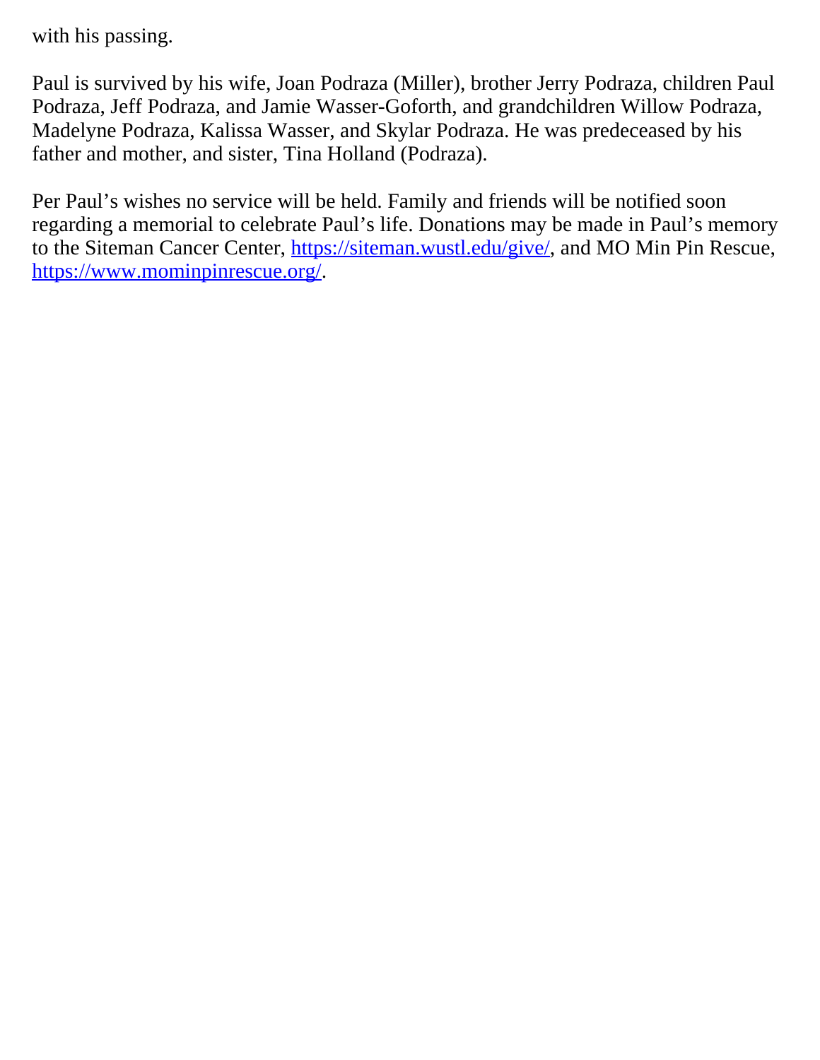with his passing.

Paul is survived by his wife, Joan Podraza (Miller), brother Jerry Podraza, children Paul Podraza, Jeff Podraza, and Jamie Wasser-Goforth, and grandchildren Willow Podraza, Madelyne Podraza, Kalissa Wasser, and Skylar Podraza. He was predeceased by his father and mother, and sister, Tina Holland (Podraza).

Per Paul's wishes no service will be held. Family and friends will be notified soon regarding a memorial to celebrate Paul's life. Donations may be made in Paul's memory to the Siteman Cancer Center, [https://siteman.wustl.edu/give/](https://siteman.wustl.edu/give/), and MO Min Pin Rescue, [https://www.mominpinrescue.org/](https://www.mominpinrescue.org/).